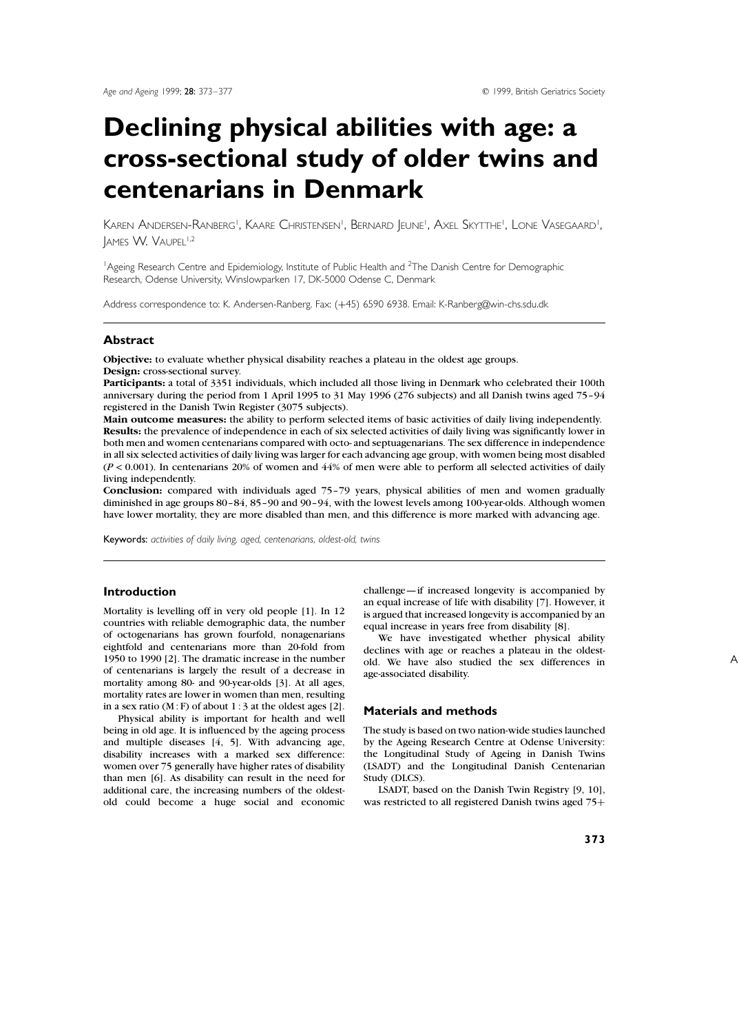# Declining physical abilities with age: a cross-sectional study of older twins and centenarians in Denmark

KAREN ANDERSEN-RANBERG[1], KAARE CHRISTENSEN[1], BERNARD JEUNE[1], AXEL SKYTTHE[1], LONE VASEGAARD[1], JAMES W. VAUPEL[1,2]

[1]Ageing Research Centre and Epidemiology, Institute of Public Health and [2]The Danish Centre for Demographic Research, Odense University, Winslowparken 17, DK-5000 Odense C, Denmark

Address correspondence to: K. Andersen-Ranberg. Fax: (+45) 6590 6938. Email: K-Ranberg@win-chs.sdu.dk

## Abstract

**Objective:** to evaluate whether physical disability reaches a plateau in the oldest age groups.

**Design:** cross-sectional survey.

**Participants:** a total of 3351 individuals, which included all those living in Denmark who celebrated their 100th anniversary during the period from 1 April 1995 to 31 May 1996 (276 subjects) and all Danish twins aged 75–94 registered in the Danish Twin Register (3075 subjects).

**Main outcome measures:** the ability to perform selected items of basic activities of daily living independently.

**Results:** the prevalence of independence in each of six selected activities of daily living was significantly lower in both men and women centenarians compared with octo- and septuagenarians. The sex difference in independence in all six selected activities of daily living was larger for each advancing age group, with women being most disabled ($P < 0.001$). In centenarians 20% of women and 44% of men were able to perform all selected activities of daily living independently.

**Conclusion:** compared with individuals aged 75–79 years, physical abilities of men and women gradually diminished in age groups 80–84, 85–90 and 90–94, with the lowest levels among 100-year-olds. Although women have lower mortality, they are more disabled than men, and this difference is more marked with advancing age.

Keywords: *activities of daily living, aged, centenarians, oldest-old, twins*

## Introduction

Mortality is levelling off in very old people [1]. In 12 countries with reliable demographic data, the number of octogenarians has grown fourfold, nonagenarians eightfold and centenarians more than 20-fold from 1950 to 1990 [2]. The dramatic increase in the number of centenarians is largely the result of a decrease in mortality among 80- and 90-year-olds [3]. At all ages, mortality rates are lower in women than men, resulting in a sex ratio (M : F) of about 1 : 3 at the oldest ages [2].

Physical ability is important for health and well being in old age. It is influenced by the ageing process and multiple diseases [4, 5]. With advancing age, disability increases with a marked sex difference: women over 75 generally have higher rates of disability than men [6]. As disability can result in the need for additional care, the increasing numbers of the oldest-old could become a huge social and economic challenge—if increased longevity is accompanied by an equal increase of life with disability [7]. However, it is argued that increased longevity is accompanied by an equal increase in years free from disability [8].

We have investigated whether physical ability declines with age or reaches a plateau in the oldest-old. We have also studied the sex differences in age-associated disability.

## Materials and methods

The study is based on two nation-wide studies launched by the Ageing Research Centre at Odense University: the Longitudinal Study of Ageing in Danish Twins (LSADT) and the Longitudinal Danish Centenarian Study (DLCS).

LSADT, based on the Danish Twin Registry [9, 10], was restricted to all registered Danish twins aged 75+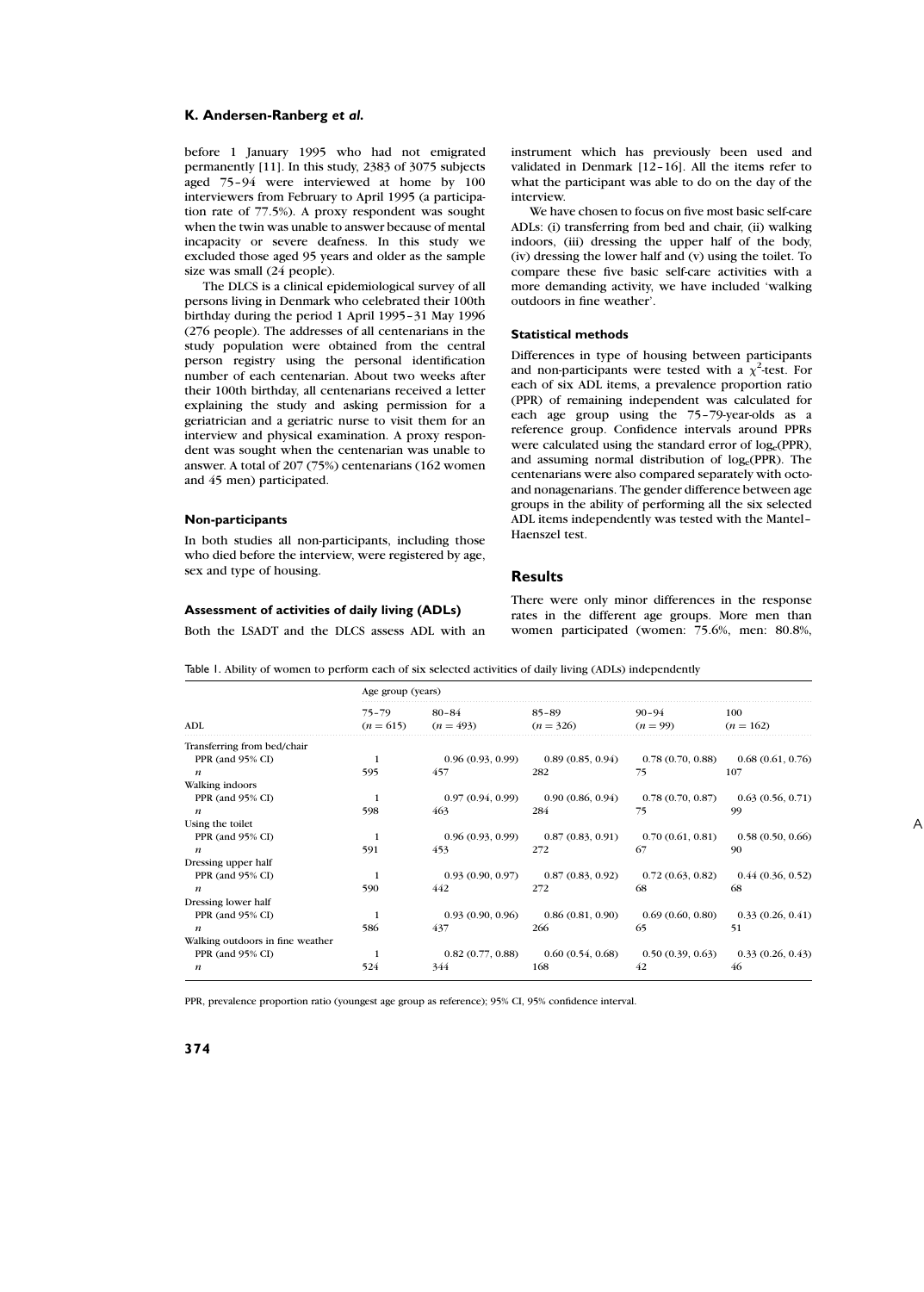before 1 January 1995 who had not emigrated permanently [11]. In this study, 2383 of 3075 subjects aged 75–94 were interviewed at home by 100 interviewers from February to April 1995 (a participation rate of 77.5%). A proxy respondent was sought when the twin was unable to answer because of mental incapacity or severe deafness. In this study we excluded those aged 95 years and older as the sample size was small (24 people).

The DLCS is a clinical epidemiological survey of all persons living in Denmark who celebrated their 100th birthday during the period 1 April 1995–31 May 1996 (276 people). The addresses of all centenarians in the study population were obtained from the central person registry using the personal identification number of each centenarian. About two weeks after their 100th birthday, all centenarians received a letter explaining the study and asking permission for a geriatrician and a geriatric nurse to visit them for an interview and physical examination. A proxy respondent was sought when the centenarian was unable to answer. A total of 207 (75%) centenarians (162 women and 45 men) participated.

### Non-participants

In both studies all non-participants, including those who died before the interview, were registered by age, sex and type of housing.

### Assessment of activities of daily living (ADLs)

Both the LSADT and the DLCS assess ADL with an instrument which has previously been used and validated in Denmark [12–16]. All the items refer to what the participant was able to do on the day of the interview.

We have chosen to focus on five most basic self-care ADLs: (i) transferring from bed and chair, (ii) walking indoors, (iii) dressing the upper half of the body, (iv) dressing the lower half and (v) using the toilet. To compare these five basic self-care activities with a more demanding activity, we have included 'walking outdoors in fine weather'.

### Statistical methods

Differences in type of housing between participants and non-participants were tested with a $\chi^2$-test. For each of six ADL items, a prevalence proportion ratio (PPR) of remaining independent was calculated for each age group using the 75–79-year-olds as a reference group. Confidence intervals around PPRs were calculated using the standard error of $\log_e$(PPR), and assuming normal distribution of $\log_e$(PPR). The centenarians were also compared separately with octo- and nonagenarians. The gender difference between age groups in the ability of performing all the six selected ADL items independently was tested with the Mantel–Haenszel test.

## Results

There were only minor differences in the response rates in the different age groups. More men than women participated (women: 75.6%, men: 80.8%,

Table 1. Ability of women to perform each of six selected activities of daily living (ADLs) independently

| ADL | Age group (years) 75–79 ($n$ = 615) | 80–84 ($n$ = 493) | 85–89 ($n$ = 326) | 90–94 ($n$ = 99) | 100 ($n$ = 162) |
|---|---|---|---|---|---|
| Transferring from bed/chair | | | | | |
| PPR (and 95% CI) | 1 | 0.96 (0.93, 0.99) | 0.89 (0.85, 0.94) | 0.78 (0.70, 0.88) | 0.68 (0.61, 0.76) |
| $n$ | 595 | 457 | 282 | 75 | 107 |
| Walking indoors | | | | | |
| PPR (and 95% CI) | 1 | 0.97 (0.94, 0.99) | 0.90 (0.86, 0.94) | 0.78 (0.70, 0.87) | 0.63 (0.56, 0.71) |
| $n$ | 598 | 463 | 284 | 75 | 99 |
| Using the toilet | | | | | |
| PPR (and 95% CI) | 1 | 0.96 (0.93, 0.99) | 0.87 (0.83, 0.91) | 0.70 (0.61, 0.81) | 0.58 (0.50, 0.66) |
| $n$ | 591 | 453 | 272 | 67 | 90 |
| Dressing upper half | | | | | |
| PPR (and 95% CI) | 1 | 0.93 (0.90, 0.97) | 0.87 (0.83, 0.92) | 0.72 (0.63, 0.82) | 0.44 (0.36, 0.52) |
| $n$ | 590 | 442 | 272 | 68 | 68 |
| Dressing lower half | | | | | |
| PPR (and 95% CI) | 1 | 0.93 (0.90, 0.96) | 0.86 (0.81, 0.90) | 0.69 (0.60, 0.80) | 0.33 (0.26, 0.41) |
| $n$ | 586 | 437 | 266 | 65 | 51 |
| Walking outdoors in fine weather | | | | | |
| PPR (and 95% CI) | 1 | 0.82 (0.77, 0.88) | 0.60 (0.54, 0.68) | 0.50 (0.39, 0.63) | 0.33 (0.26, 0.43) |
| $n$ | 524 | 344 | 168 | 42 | 46 |

PPR, prevalence proportion ratio (youngest age group as reference); 95% CI, 95% confidence interval.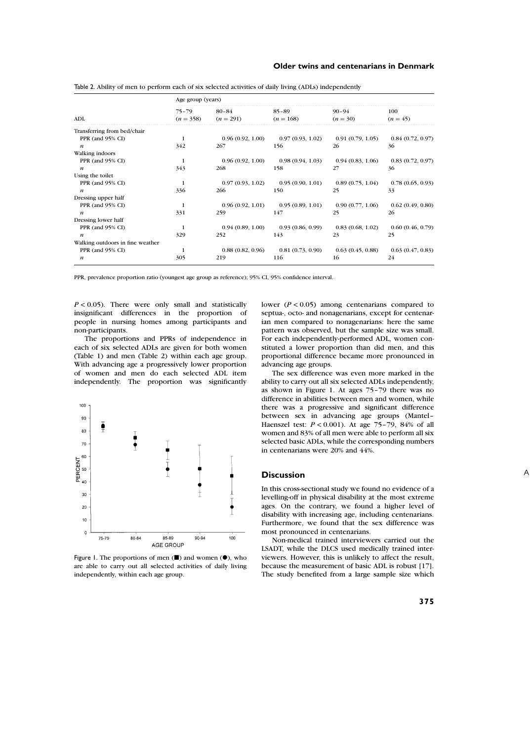Table 2. Ability of men to perform each of six selected activities of daily living (ADLs) independently

| ADL | Age group (years) 75–79 ($n$ = 358) | 80–84 ($n$ = 291) | 85–89 ($n$ = 168) | 90–94 ($n$ = 30) | 100 ($n$ = 45) |
|---|---|---|---|---|---|
| Transferring from bed/chair | | | | | |
| PPR (and 95% CI) | 1 | 0.96 (0.92, 1.00) | 0.97 (0.93, 1.02) | 0.91 (0.79, 1.05) | 0.84 (0.72, 0.97) |
| $n$ | 342 | 267 | 156 | 26 | 36 |
| Walking indoors | | | | | |
| PPR (and 95% CI) | 1 | 0.96 (0.92, 1.00) | 0.98 (0.94, 1.03) | 0.94 (0.83, 1.06) | 0.83 (0.72, 0.97) |
| $n$ | 343 | 268 | 158 | 27 | 36 |
| Using the toilet | | | | | |
| PPR (and 95% CI) | 1 | 0.97 (0.93, 1.02) | 0.95 (0.90, 1.01) | 0.89 (0.75, 1.04) | 0.78 (0.65, 0.93) |
| $n$ | 336 | 266 | 150 | 25 | 33 |
| Dressing upper half | | | | | |
| PPR (and 95% CI) | 1 | 0.96 (0.92, 1.01) | 0.95 (0.89, 1.01) | 0.90 (0.77, 1.06) | 0.62 (0.49, 0.80) |
| $n$ | 331 | 259 | 147 | 25 | 26 |
| Dressing lower half | | | | | |
| PPR (and 95% CI) | 1 | 0.94 (0.89, 1.00) | 0.93 (0.86, 0.99) | 0.83 (0.68, 1.02) | 0.60 (0.46, 0.79) |
| $n$ | 329 | 252 | 143 | 23 | 25 |
| Walking outdoors in fine weather | | | | | |
| PPR (and 95% CI) | 1 | 0.88 (0.82, 0.96) | 0.81 (0.73, 0.90) | 0.63 (0.45, 0.88) | 0.63 (0.47, 0.83) |
| $n$ | 305 | 219 | 116 | 16 | 24 |

PPR, prevalence proportion ratio (youngest age group as reference); 95% CI, 95% confidence interval.

$P < 0.05$). There were only small and statistically insignificant differences in the proportion of people in nursing homes among participants and non-participants.

The proportions and PPRs of independence in each of six selected ADLs are given for both women (Table 1) and men (Table 2) within each age group. With advancing age a progressively lower proportion of women and men do each selected ADL item independently. The proportion was significantly lower ($P < 0.05$) among centenarians compared to septua-, octo- and nonagenarians, except for centenarian men compared to nonagenarians: here the same pattern was observed, but the sample size was small. For each independently-performed ADL, women constituted a lower proportion than did men, and this proportional difference became more pronounced in advancing age groups.

Figure 1. The proportions of men (■) and women (●), who are able to carry out all selected activities of daily living independently, within each age group.

The sex difference was even more marked in the ability to carry out all six selected ADLs independently, as shown in Figure 1. At ages 75–79 there was no difference in abilities between men and women, while there was a progressive and significant difference between sex in advancing age groups (Mantel–Haenszel test: $P < 0.001$). At age 75–79, 84% of all women and 83% of all men were able to perform all six selected basic ADLs, while the corresponding numbers in centenarians were 20% and 44%.

## Discussion

In this cross-sectional study we found no evidence of a levelling-off in physical disability at the most extreme ages. On the contrary, we found a higher level of disability with increasing age, including centenarians. Furthermore, we found that the sex difference was most pronounced in centenarians.

Non-medical trained interviewers carried out the LSADT, while the DLCS used medically trained interviewers. However, this is unlikely to affect the result, because the measurement of basic ADL is robust [17]. The study benefited from a large sample size which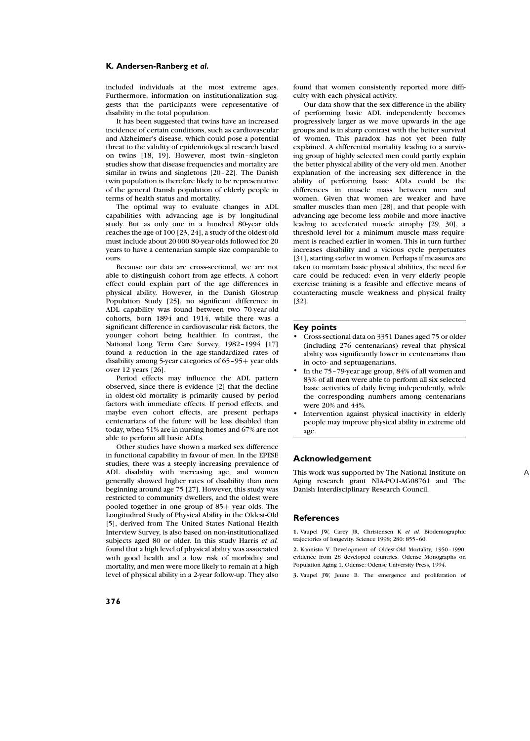included individuals at the most extreme ages. Furthermore, information on institutionalization suggests that the participants were representative of disability in the total population.

It has been suggested that twins have an increased incidence of certain conditions, such as cardiovascular and Alzheimer's disease, which could pose a potential threat to the validity of epidemiological research based on twins [18, 19]. However, most twin–singleton studies show that disease frequencies and mortality are similar in twins and singletons [20–22]. The Danish twin population is therefore likely to be representative of the general Danish population of elderly people in terms of health status and mortality.

The optimal way to evaluate changes in ADL capabilities with advancing age is by longitudinal study. But as only one in a hundred 80-year olds reaches the age of 100 [23, 24], a study of the oldest-old must include about 20 000 80-year-olds followed for 20 years to have a centenarian sample size comparable to ours.

Because our data are cross-sectional, we are not able to distinguish cohort from age effects. A cohort effect could explain part of the age differences in physical ability. However, in the Danish Glostrup Population Study [25], no significant difference in ADL capability was found between two 70-year-old cohorts, born 1894 and 1914, while there was a significant difference in cardiovascular risk factors, the younger cohort being healthier. In contrast, the National Long Term Care Survey, 1982–1994 [17] found a reduction in the age-standardized rates of disability among 5-year categories of 65–95+ year olds over 12 years [26].

Period effects may influence the ADL pattern observed, since there is evidence [2] that the decline in oldest-old mortality is primarily caused by period factors with immediate effects. If period effects, and maybe even cohort effects, are present perhaps centenarians of the future will be less disabled than today, when 51% are in nursing homes and 67% are not able to perform all basic ADLs.

Other studies have shown a marked sex difference in functional capability in favour of men. In the EPESE studies, there was a steeply increasing prevalence of ADL disability with increasing age, and women generally showed higher rates of disability than men beginning around age 75 [27]. However, this study was restricted to community dwellers, and the oldest were pooled together in one group of 85+ year olds. The Longitudinal Study of Physical Ability in the Oldest-Old [5], derived from The United States National Health Interview Survey, is also based on non-institutionalized subjects aged 80 or older. In this study Harris *et al.* found that a high level of physical ability was associated with good health and a low risk of morbidity and mortality, and men were more likely to remain at a high level of physical ability in a 2-year follow-up. They also found that women consistently reported more difficulty with each physical activity.

Our data show that the sex difference in the ability of performing basic ADL independently becomes progressively larger as we move upwards in the age groups and is in sharp contrast with the better survival of women. This paradox has not yet been fully explained. A differential mortality leading to a surviving group of highly selected men could partly explain the better physical ability of the very old men. Another explanation of the increasing sex difference in the ability of performing basic ADLs could be the differences in muscle mass between men and women. Given that women are weaker and have smaller muscles than men [28], and that people with advancing age become less mobile and more inactive leading to accelerated muscle atrophy [29, 30], a threshold level for a minimum muscle mass requirement is reached earlier in women. This in turn further increases disability and a vicious cycle perpetuates [31], starting earlier in women. Perhaps if measures are taken to maintain basic physical abilities, the need for care could be reduced: even in very elderly people exercise training is a feasible and effective means of counteracting muscle weakness and physical frailty [32].

## Key points

- Cross-sectional data on 3351 Danes aged 75 or older (including 276 centenarians) reveal that physical ability was significantly lower in centenarians than in octo- and septuagenarians.
- In the 75–79-year age group, 84% of all women and 83% of all men were able to perform all six selected basic activities of daily living independently, while the corresponding numbers among centenarians were 20% and 44%.
- Intervention against physical inactivity in elderly people may improve physical ability in extreme old age.

## Acknowledgement

This work was supported by The National Institute on Aging research grant NIA-PO1-AG08761 and The Danish Interdisciplinary Research Council.

## References

**1.** Vaupel JW, Carey JR, Christensen K *et al.* Biodemographic trajectories of longevity. Science 1998; 280: 855–60.

**2.** Kannisto V. Development of Oldest-Old Mortality, 1950–1990: evidence from 28 developed countries. Odense Monographs on Population Aging 1. Odense: Odense University Press, 1994.

**3.** Vaupel JW, Jeune B. The emergence and proliferation of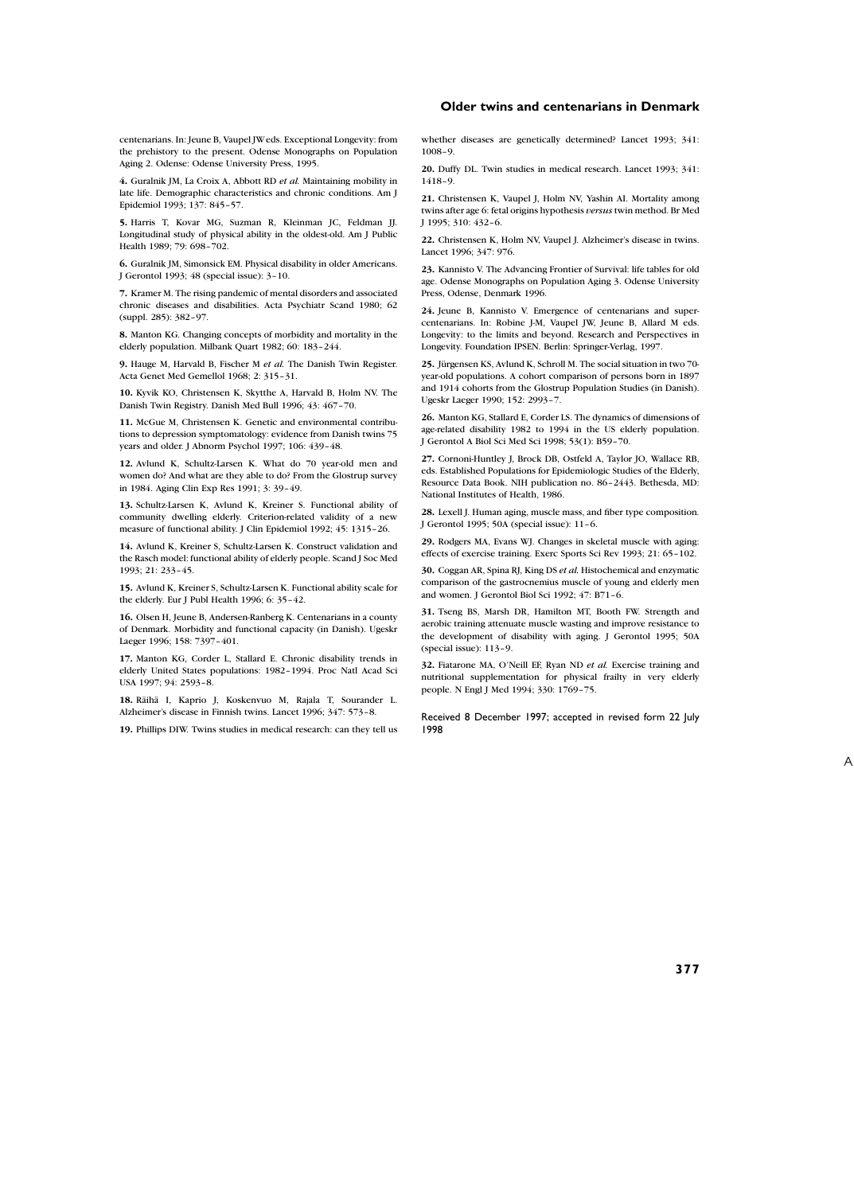centenarians. In: Jeune B, Vaupel JW eds. Exceptional Longevity: from the prehistory to the present. Odense Monographs on Population Aging 2. Odense: Odense University Press, 1995.

**4.** Guralnik JM, La Croix A, Abbott RD *et al.* Maintaining mobility in late life. Demographic characteristics and chronic conditions. Am J Epidemiol 1993; 137: 845–57.

**5.** Harris T, Kovar MG, Suzman R, Kleinman JC, Feldman JJ. Longitudinal study of physical ability in the oldest-old. Am J Public Health 1989; 79: 698–702.

**6.** Guralnik JM, Simonsick EM. Physical disability in older Americans. J Gerontol 1993; 48 (special issue): 3–10.

**7.** Kramer M. The rising pandemic of mental disorders and associated chronic diseases and disabilities. Acta Psychiatr Scand 1980; 62 (suppl. 285): 382–97.

**8.** Manton KG. Changing concepts of morbidity and mortality in the elderly population. Milbank Quart 1982; 60: 183–244.

**9.** Hauge M, Harvald B, Fischer M *et al.* The Danish Twin Register. Acta Genet Med Gemellol 1968; 2: 315–31.

**10.** Kyvik KO, Christensen K, Skytthe A, Harvald B, Holm NV. The Danish Twin Registry. Danish Med Bull 1996; 43: 467–70.

**11.** McGue M, Christensen K. Genetic and environmental contributions to depression symptomatology: evidence from Danish twins 75 years and older. J Abnorm Psychol 1997; 106: 439–48.

**12.** Avlund K, Schultz-Larsen K. What do 70 year-old men and women do? And what are they able to do? From the Glostrup survey in 1984. Aging Clin Exp Res 1991; 3: 39–49.

**13.** Schultz-Larsen K, Avlund K, Kreiner S. Functional ability of community dwelling elderly. Criterion-related validity of a new measure of functional ability. J Clin Epidemiol 1992; 45: 1315–26.

**14.** Avlund K, Kreiner S, Schultz-Larsen K. Construct validation and the Rasch model: functional ability of elderly people. Scand J Soc Med 1993; 21: 233–45.

**15.** Avlund K, Kreiner S, Schultz-Larsen K. Functional ability scale for the elderly. Eur J Publ Health 1996; 6: 35–42.

**16.** Olsen H, Jeune B, Andersen-Ranberg K. Centenarians in a county of Denmark. Morbidity and functional capacity (in Danish). Ugeskr Laeger 1996; 158: 7397–401.

**17.** Manton KG, Corder L, Stallard E. Chronic disability trends in elderly United States populations: 1982–1994. Proc Natl Acad Sci USA 1997; 94: 2593–8.

**18.** Räihä I, Kaprio J, Koskenvuo M, Rajala T, Sourander L. Alzheimer's disease in Finnish twins. Lancet 1996; 347: 573–8.

**19.** Phillips DIW. Twins studies in medical research: can they tell us whether diseases are genetically determined? Lancet 1993; 341: 1008–9.

**20.** Duffy DL. Twin studies in medical research. Lancet 1993; 341: 1418–9.

**21.** Christensen K, Vaupel J, Holm NV, Yashin AI. Mortality among twins after age 6: fetal origins hypothesis *versus* twin method. Br Med J 1995; 310: 432–6.

**22.** Christensen K, Holm NV, Vaupel J. Alzheimer's disease in twins. Lancet 1996; 347: 976.

**23.** Kannisto V. The Advancing Frontier of Survival: life tables for old age. Odense Monographs on Population Aging 3. Odense University Press, Odense, Denmark 1996.

**24.** Jeune B, Kannisto V. Emergence of centenarians and super-centenarians. In: Robine J-M, Vaupel JW, Jeune B, Allard M eds. Longevity: to the limits and beyond. Research and Perspectives in Longevity. Foundation IPSEN. Berlin: Springer-Verlag, 1997.

**25.** Jürgensen KS, Avlund K, Schroll M. The social situation in two 70-year-old populations. A cohort comparison of persons born in 1897 and 1914 cohorts from the Glostrup Population Studies (in Danish). Ugeskr Laeger 1990; 152: 2993–7.

**26.** Manton KG, Stallard E, Corder LS. The dynamics of dimensions of age-related disability 1982 to 1994 in the US elderly population. J Gerontol A Biol Sci Med Sci 1998; 53(1): B59–70.

**27.** Cornoni-Huntley J, Brock DB, Ostfeld A, Taylor JO, Wallace RB, eds. Established Populations for Epidemiologic Studies of the Elderly, Resource Data Book. NIH publication no. 86–2443. Bethesda, MD: National Institutes of Health, 1986.

**28.** Lexell J. Human aging, muscle mass, and fiber type composition. J Gerontol 1995; 50A (special issue): 11–6.

**29.** Rodgers MA, Evans WJ. Changes in skeletal muscle with aging: effects of exercise training. Exerc Sports Sci Rev 1993; 21: 65–102.

**30.** Coggan AR, Spina RJ, King DS *et al.* Histochemical and enzymatic comparison of the gastrocnemius muscle of young and elderly men and women. J Gerontol Biol Sci 1992; 47: B71–6.

**31.** Tseng BS, Marsh DR, Hamilton MT, Booth FW. Strength and aerobic training attenuate muscle wasting and improve resistance to the development of disability with aging. J Gerontol 1995; 50A (special issue): 113–9.

**32.** Fiatarone MA, O'Neill EF, Ryan ND *et al.* Exercise training and nutritional supplementation for physical frailty in very elderly people. N Engl J Med 1994; 330: 1769–75.

Received 8 December 1997; accepted in revised form 22 July 1998